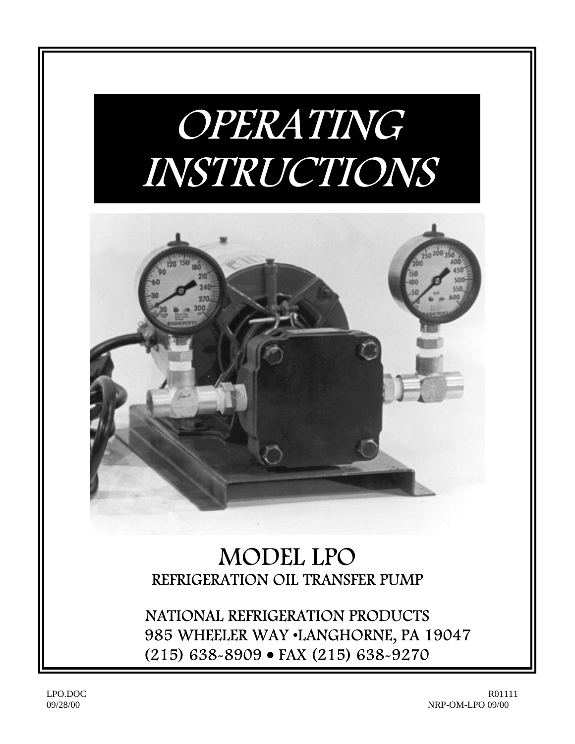# OPERATING INSTRUCTIONS

## MODEL LPO

### REFRIGERATION OIL TRANSFER PUMP

NATIONAL REFRIGERATION PRODUCTS
985 WHEELER WAY •LANGHORNE, PA 19047
(215) 638-8909 • FAX (215) 638-9270

LPO.DOC
09/28/00

R01111
NRP-OM-LPO 09/00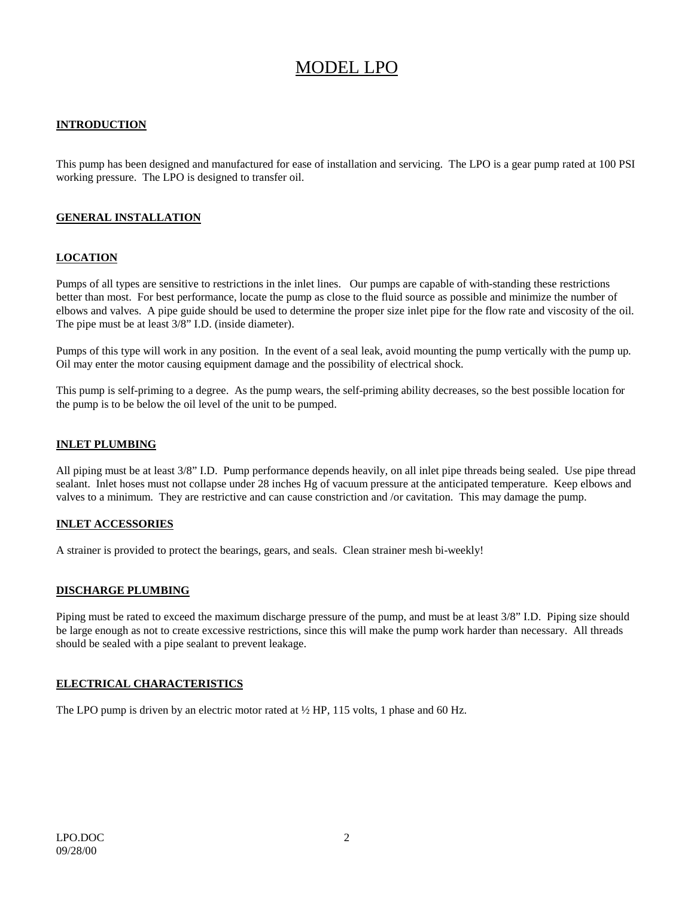# MODEL LPO

## INTRODUCTION

This pump has been designed and manufactured for ease of installation and servicing. The LPO is a gear pump rated at 100 PSI working pressure. The LPO is designed to transfer oil.

## GENERAL INSTALLATION

### LOCATION

Pumps of all types are sensitive to restrictions in the inlet lines. Our pumps are capable of with-standing these restrictions better than most. For best performance, locate the pump as close to the fluid source as possible and minimize the number of elbows and valves. A pipe guide should be used to determine the proper size inlet pipe for the flow rate and viscosity of the oil. The pipe must be at least 3/8" I.D. (inside diameter).

Pumps of this type will work in any position. In the event of a seal leak, avoid mounting the pump vertically with the pump up. Oil may enter the motor causing equipment damage and the possibility of electrical shock.

This pump is self-priming to a degree. As the pump wears, the self-priming ability decreases, so the best possible location for the pump is to be below the oil level of the unit to be pumped.

### INLET PLUMBING

All piping must be at least 3/8" I.D. Pump performance depends heavily, on all inlet pipe threads being sealed. Use pipe thread sealant. Inlet hoses must not collapse under 28 inches Hg of vacuum pressure at the anticipated temperature. Keep elbows and valves to a minimum. They are restrictive and can cause constriction and /or cavitation. This may damage the pump.

### INLET ACCESSORIES

A strainer is provided to protect the bearings, gears, and seals. Clean strainer mesh bi-weekly!

### DISCHARGE PLUMBING

Piping must be rated to exceed the maximum discharge pressure of the pump, and must be at least 3/8" I.D. Piping size should be large enough as not to create excessive restrictions, since this will make the pump work harder than necessary. All threads should be sealed with a pipe sealant to prevent leakage.

### ELECTRICAL CHARACTERISTICS

The LPO pump is driven by an electric motor rated at ½ HP, 115 volts, 1 phase and 60 Hz.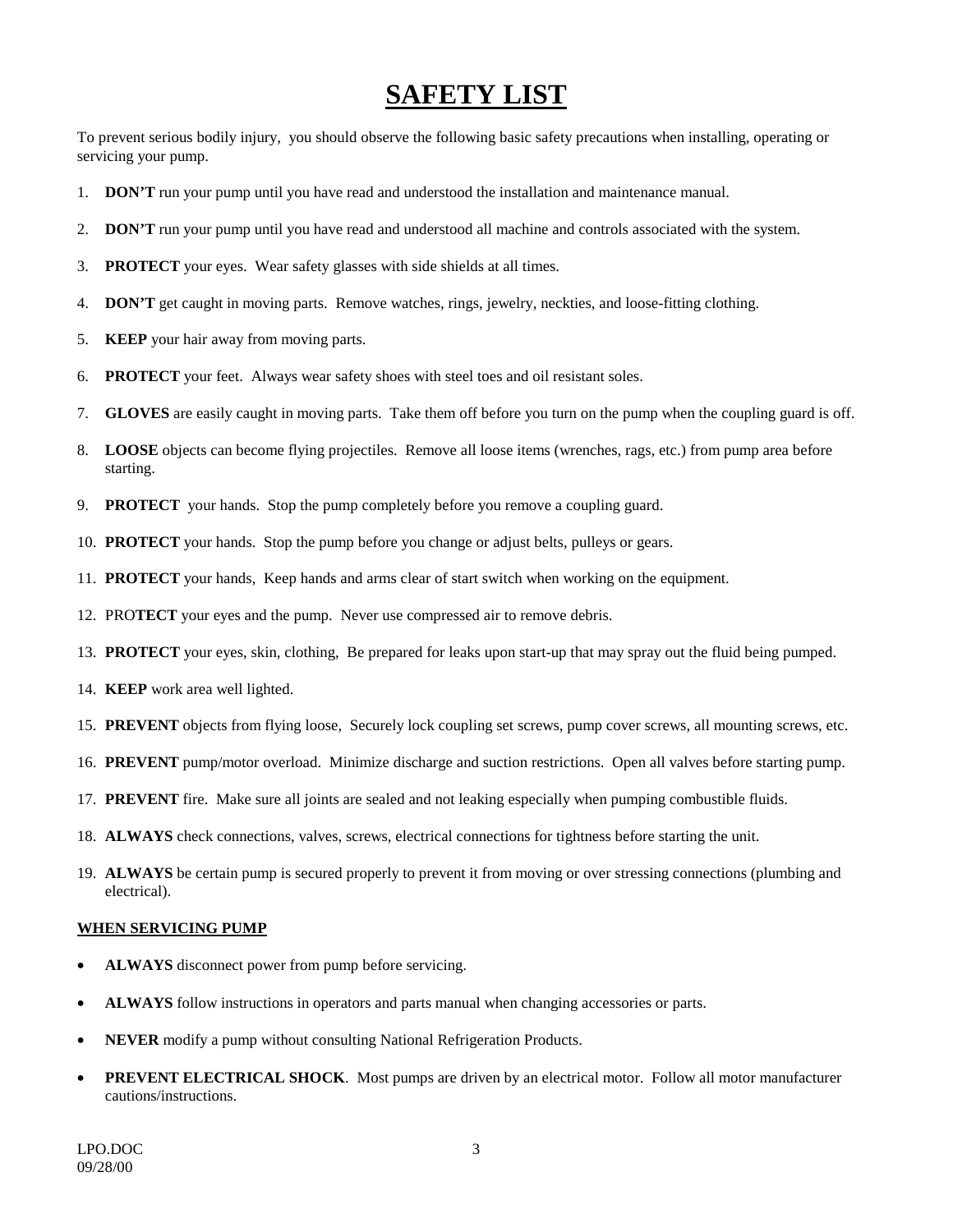# SAFETY LIST

To prevent serious bodily injury, you should observe the following basic safety precautions when installing, operating or servicing your pump.

1. **DON'T** run your pump until you have read and understood the installation and maintenance manual.
2. **DON'T** run your pump until you have read and understood all machine and controls associated with the system.
3. **PROTECT** your eyes. Wear safety glasses with side shields at all times.
4. **DON'T** get caught in moving parts. Remove watches, rings, jewelry, neckties, and loose-fitting clothing.
5. **KEEP** your hair away from moving parts.
6. **PROTECT** your feet. Always wear safety shoes with steel toes and oil resistant soles.
7. **GLOVES** are easily caught in moving parts. Take them off before you turn on the pump when the coupling guard is off.
8. **LOOSE** objects can become flying projectiles. Remove all loose items (wrenches, rags, etc.) from pump area before starting.
9. **PROTECT** your hands. Stop the pump completely before you remove a coupling guard.
10. **PROTECT** your hands. Stop the pump before you change or adjust belts, pulleys or gears.
11. **PROTECT** your hands, Keep hands and arms clear of start switch when working on the equipment.
12. PRO**TECT** your eyes and the pump. Never use compressed air to remove debris.
13. **PROTECT** your eyes, skin, clothing, Be prepared for leaks upon start-up that may spray out the fluid being pumped.
14. **KEEP** work area well lighted.
15. **PREVENT** objects from flying loose, Securely lock coupling set screws, pump cover screws, all mounting screws, etc.
16. **PREVENT** pump/motor overload. Minimize discharge and suction restrictions. Open all valves before starting pump.
17. **PREVENT** fire. Make sure all joints are sealed and not leaking especially when pumping combustible fluids.
18. **ALWAYS** check connections, valves, screws, electrical connections for tightness before starting the unit.
19. **ALWAYS** be certain pump is secured properly to prevent it from moving or over stressing connections (plumbing and electrical).

**WHEN SERVICING PUMP**

- **ALWAYS** disconnect power from pump before servicing.
- **ALWAYS** follow instructions in operators and parts manual when changing accessories or parts.
- **NEVER** modify a pump without consulting National Refrigeration Products.
- **PREVENT ELECTRICAL SHOCK**. Most pumps are driven by an electrical motor. Follow all motor manufacturer cautions/instructions.

LPO.DOC
09/28/00